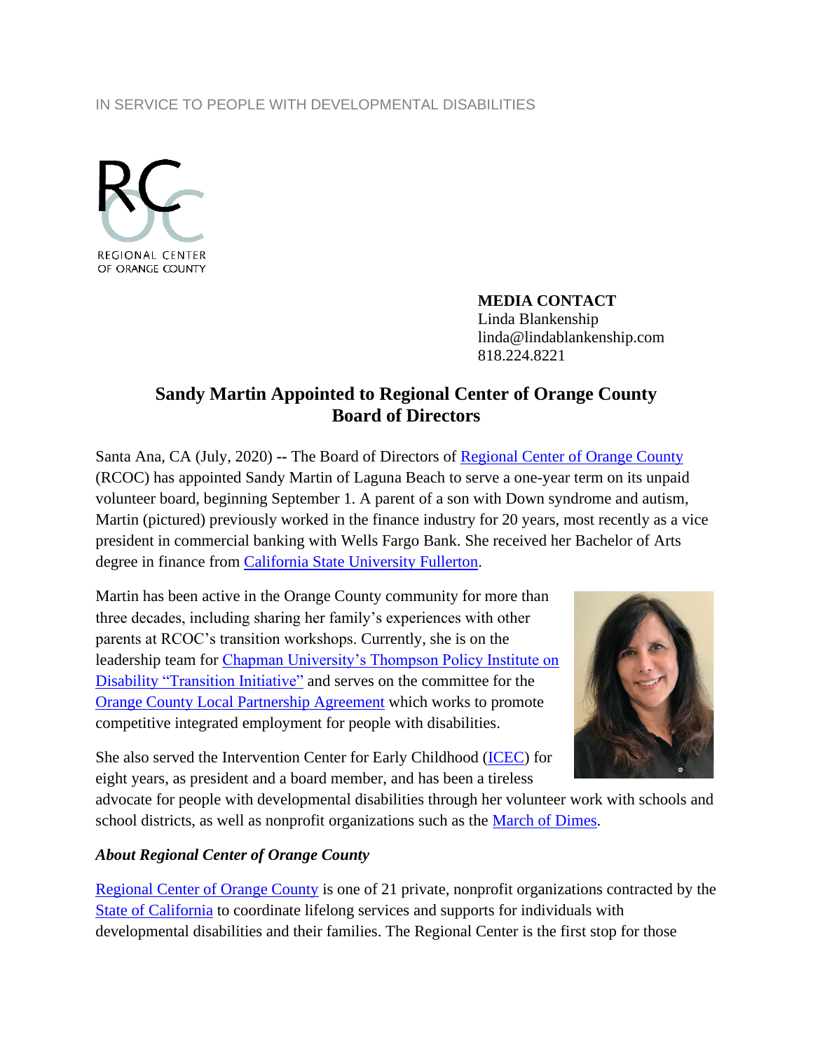IN SERVICE TO PEOPLE WITH DEVELOPMENTAL DISABILITIES

REGIONAL CENTER OF ORANGE COUNTY

**MEDIA CONTACT**
Linda Blankenship
linda@lindablankenship.com
818.224.8221

# Sandy Martin Appointed to Regional Center of Orange County Board of Directors

Santa Ana, CA (July, 2020) -- The Board of Directors of Regional Center of Orange County (RCOC) has appointed Sandy Martin of Laguna Beach to serve a one-year term on its unpaid volunteer board, beginning September 1. A parent of a son with Down syndrome and autism, Martin (pictured) previously worked in the finance industry for 20 years, most recently as a vice president in commercial banking with Wells Fargo Bank. She received her Bachelor of Arts degree in finance from California State University Fullerton.

Martin has been active in the Orange County community for more than three decades, including sharing her family's experiences with other parents at RCOC's transition workshops. Currently, she is on the leadership team for Chapman University's Thompson Policy Institute on Disability "Transition Initiative" and serves on the committee for the Orange County Local Partnership Agreement which works to promote competitive integrated employment for people with disabilities.

She also served the Intervention Center for Early Childhood (ICEC) for eight years, as president and a board member, and has been a tireless advocate for people with developmental disabilities through her volunteer work with schools and school districts, as well as nonprofit organizations such as the March of Dimes.

### *About Regional Center of Orange County*

Regional Center of Orange County is one of 21 private, nonprofit organizations contracted by the State of California to coordinate lifelong services and supports for individuals with developmental disabilities and their families. The Regional Center is the first stop for those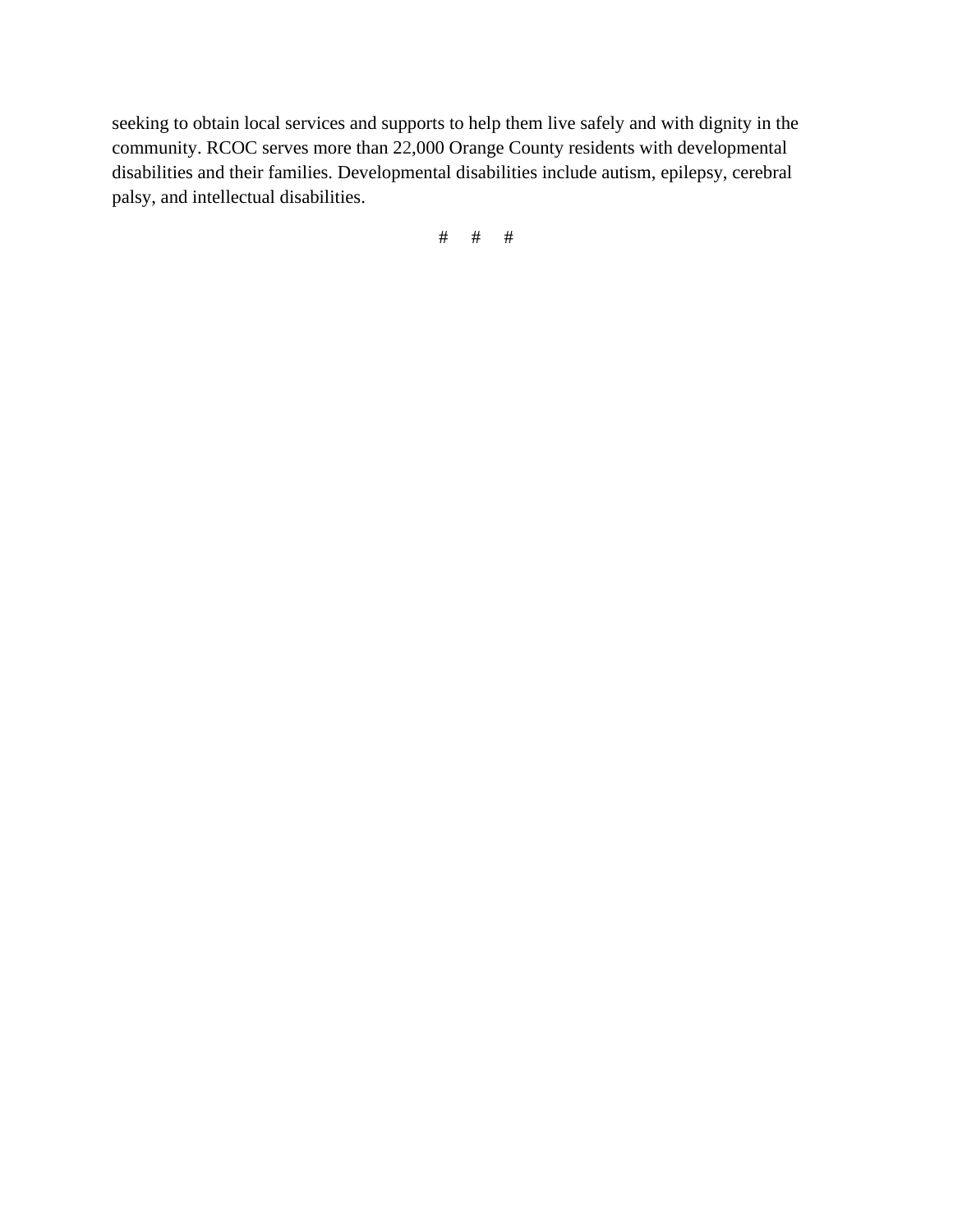seeking to obtain local services and supports to help them live safely and with dignity in the community. RCOC serves more than 22,000 Orange County residents with developmental disabilities and their families. Developmental disabilities include autism, epilepsy, cerebral palsy, and intellectual disabilities.

# # #